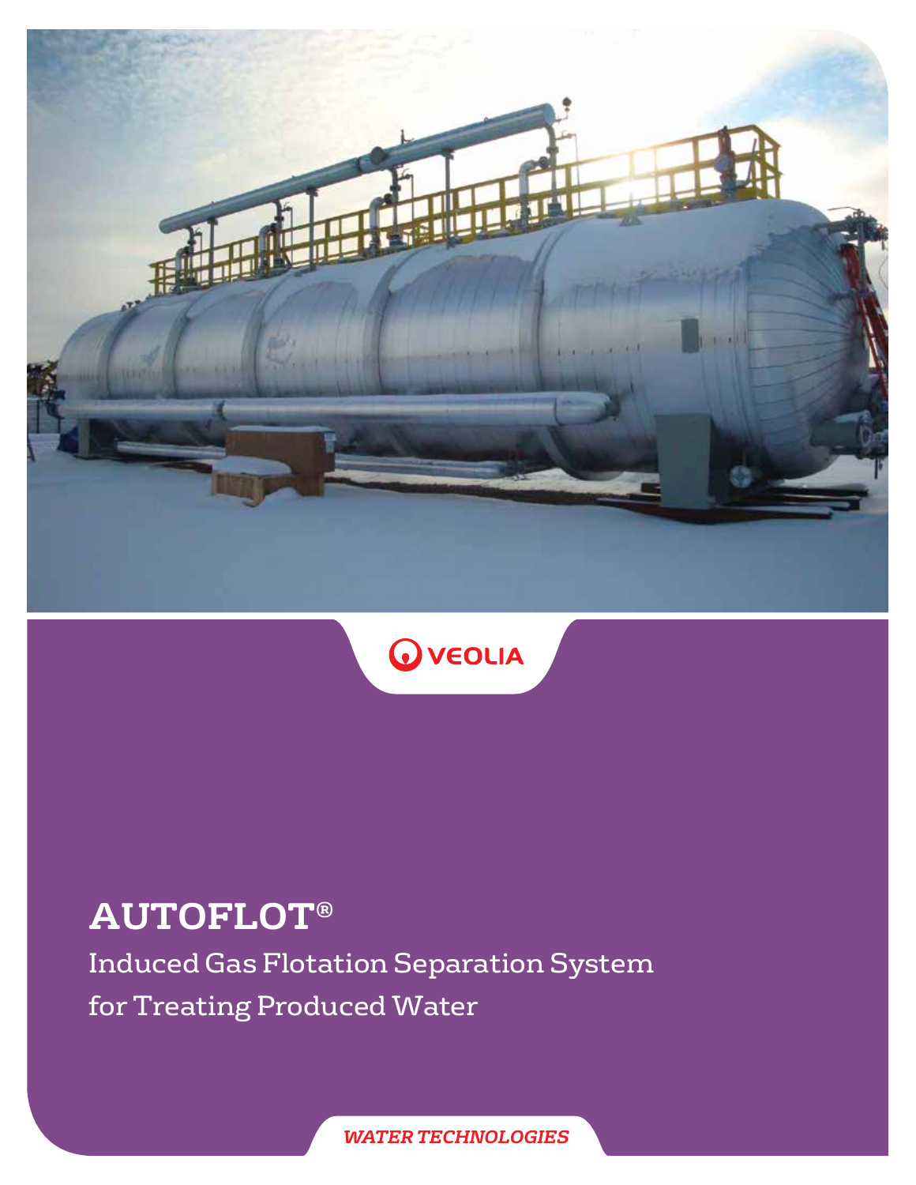VEOLIA

# AUTOFLOT®

## Induced Gas Flotation Separation System for Treating Produced Water

*WATER TECHNOLOGIES*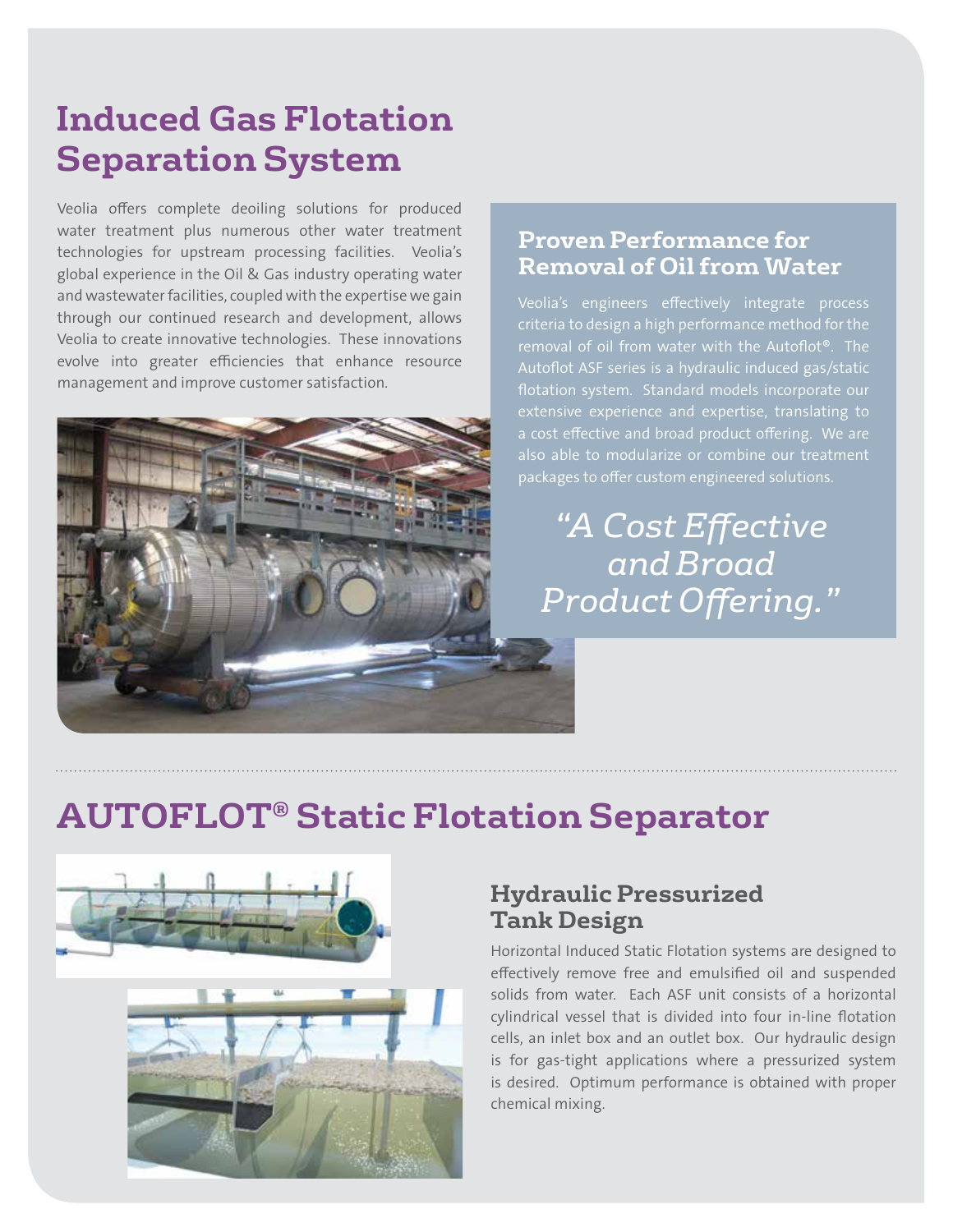# Induced Gas Flotation Separation System

Veolia offers complete deoiling solutions for produced water treatment plus numerous other water treatment technologies for upstream processing facilities. Veolia's global experience in the Oil & Gas industry operating water and wastewater facilities, coupled with the expertise we gain through our continued research and development, allows Veolia to create innovative technologies. These innovations evolve into greater efficiencies that enhance resource management and improve customer satisfaction.

## Proven Performance for Removal of Oil from Water

Veolia's engineers effectively integrate process criteria to design a high performance method for the removal of oil from water with the Autoflot®. The Autoflot ASF series is a hydraulic induced gas/static flotation system. Standard models incorporate our extensive experience and expertise, translating to a cost effective and broad product offering. We are also able to modularize or combine our treatment packages to offer custom engineered solutions.

*"A Cost Effective and Broad Product Offering."*

# AUTOFLOT® Static Flotation Separator

## Hydraulic Pressurized Tank Design

Horizontal Induced Static Flotation systems are designed to effectively remove free and emulsified oil and suspended solids from water. Each ASF unit consists of a horizontal cylindrical vessel that is divided into four in-line flotation cells, an inlet box and an outlet box. Our hydraulic design is for gas-tight applications where a pressurized system is desired. Optimum performance is obtained with proper chemical mixing.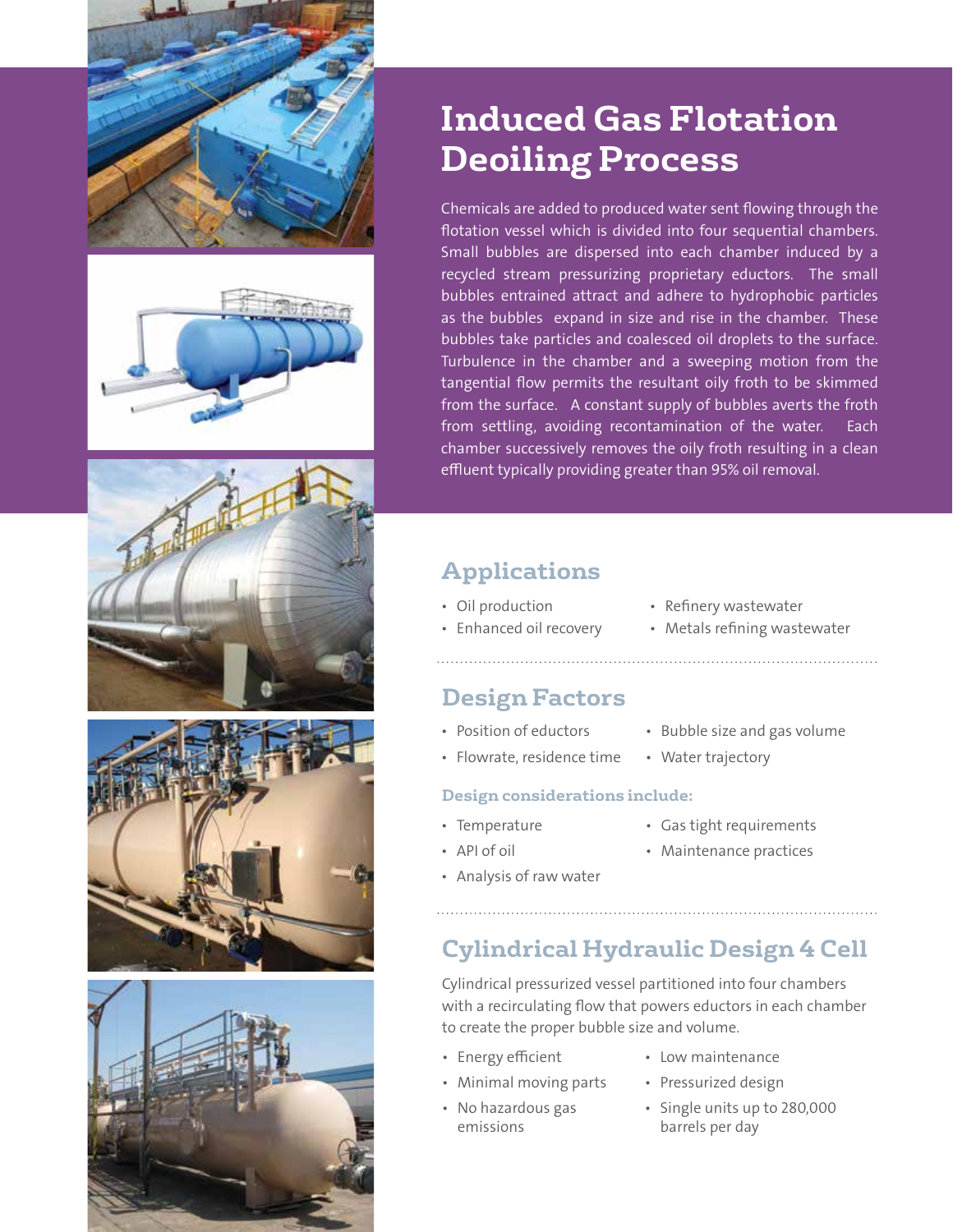# Induced Gas Flotation Deoiling Process

Chemicals are added to produced water sent flowing through the flotation vessel which is divided into four sequential chambers. Small bubbles are dispersed into each chamber induced by a recycled stream pressurizing proprietary eductors. The small bubbles entrained attract and adhere to hydrophobic particles as the bubbles expand in size and rise in the chamber. These bubbles take particles and coalesced oil droplets to the surface. Turbulence in the chamber and a sweeping motion from the tangential flow permits the resultant oily froth to be skimmed from the surface. A constant supply of bubbles averts the froth from settling, avoiding recontamination of the water. Each chamber successively removes the oily froth resulting in a clean effluent typically providing greater than 95% oil removal.

## Applications

- Oil production
- Enhanced oil recovery
- Refinery wastewater
- Metals refining wastewater

## Design Factors

- Position of eductors
- Flowrate, residence time
- Bubble size and gas volume
- Water trajectory

### Design considerations include:

- Temperature
- API of oil
- Analysis of raw water
- Gas tight requirements
- Maintenance practices

## Cylindrical Hydraulic Design 4 Cell

Cylindrical pressurized vessel partitioned into four chambers with a recirculating flow that powers eductors in each chamber to create the proper bubble size and volume.

- Energy efficient
- Minimal moving parts
- No hazardous gas emissions
- Low maintenance
- Pressurized design
- Single units up to 280,000 barrels per day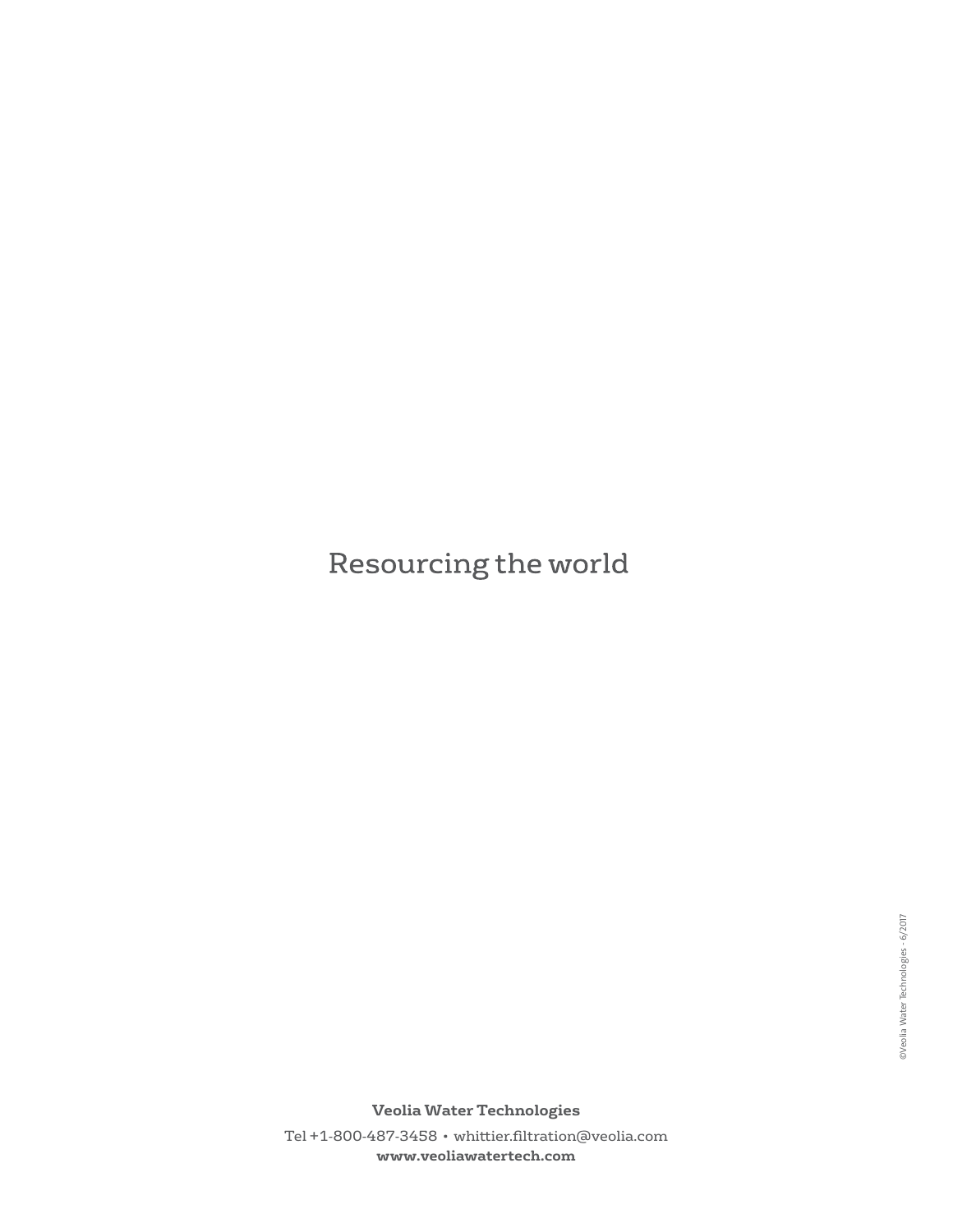Resourcing the world

©Veolia Water Technologies - 6/2017

**Veolia Water Technologies**

Tel +1-800-487-3458 • whittier.filtration@veolia.com
**www.veoliawatertech.com**